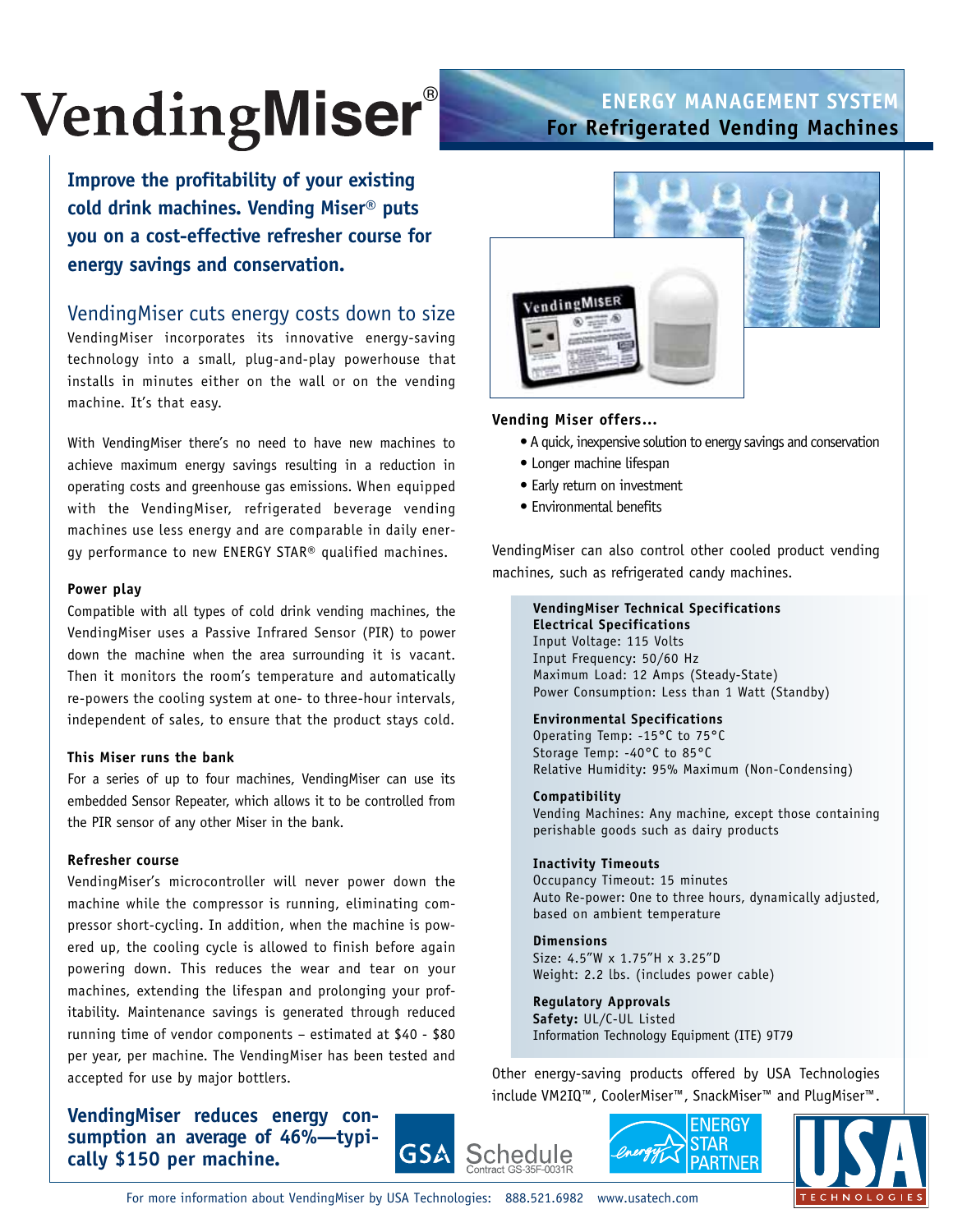# VendingMiser®

## ENERGY MANAGEMENT SYSTEM
## For Refrigerated Vending Machines

**Improve the profitability of your existing cold drink machines. Vending Miser® puts you on a cost-effective refresher course for energy savings and conservation.**

## VendingMiser cuts energy costs down to size

VendingMiser incorporates its innovative energy-saving technology into a small, plug-and-play powerhouse that installs in minutes either on the wall or on the vending machine. It's that easy.

With VendingMiser there's no need to have new machines to achieve maximum energy savings resulting in a reduction in operating costs and greenhouse gas emissions. When equipped with the VendingMiser, refrigerated beverage vending machines use less energy and are comparable in daily energy performance to new ENERGY STAR® qualified machines.

**Power play**

Compatible with all types of cold drink vending machines, the VendingMiser uses a Passive Infrared Sensor (PIR) to power down the machine when the area surrounding it is vacant. Then it monitors the room's temperature and automatically re-powers the cooling system at one- to three-hour intervals, independent of sales, to ensure that the product stays cold.

**This Miser runs the bank**

For a series of up to four machines, VendingMiser can use its embedded Sensor Repeater, which allows it to be controlled from the PIR sensor of any other Miser in the bank.

**Refresher course**

VendingMiser's microcontroller will never power down the machine while the compressor is running, eliminating compressor short-cycling. In addition, when the machine is powered up, the cooling cycle is allowed to finish before again powering down. This reduces the wear and tear on your machines, extending the lifespan and prolonging your profitability. Maintenance savings is generated through reduced running time of vendor components – estimated at $40 - $80 per year, per machine. The VendingMiser has been tested and accepted for use by major bottlers.

**VendingMiser reduces energy consumption an average of 46%—typically $150 per machine.**

**Vending Miser offers...**

- A quick, inexpensive solution to energy savings and conservation
- Longer machine lifespan
- Early return on investment
- Environmental benefits

VendingMiser can also control other cooled product vending machines, such as refrigerated candy machines.

**VendingMiser Technical Specifications**
**Electrical Specifications**
Input Voltage: 115 Volts
Input Frequency: 50/60 Hz
Maximum Load: 12 Amps (Steady-State)
Power Consumption: Less than 1 Watt (Standby)

**Environmental Specifications**
Operating Temp: -15°C to 75°C
Storage Temp: -40°C to 85°C
Relative Humidity: 95% Maximum (Non-Condensing)

**Compatibility**
Vending Machines: Any machine, except those containing perishable goods such as dairy products

**Inactivity Timeouts**
Occupancy Timeout: 15 minutes
Auto Re-power: One to three hours, dynamically adjusted, based on ambient temperature

**Dimensions**
Size: 4.5"W x 1.75"H x 3.25"D
Weight: 2.2 lbs. (includes power cable)

**Regulatory Approvals**
**Safety:** UL/C-UL Listed
Information Technology Equipment (ITE) 9T79

Other energy-saving products offered by USA Technologies include VM2IQ™, CoolerMiser™, SnackMiser™ and PlugMiser™.

GSA Schedule Contract GS-35F-0031R

ENERGY STAR PARTNER

USA TECHNOLOGIES

For more information about VendingMiser by USA Technologies: 888.521.6982 www.usatech.com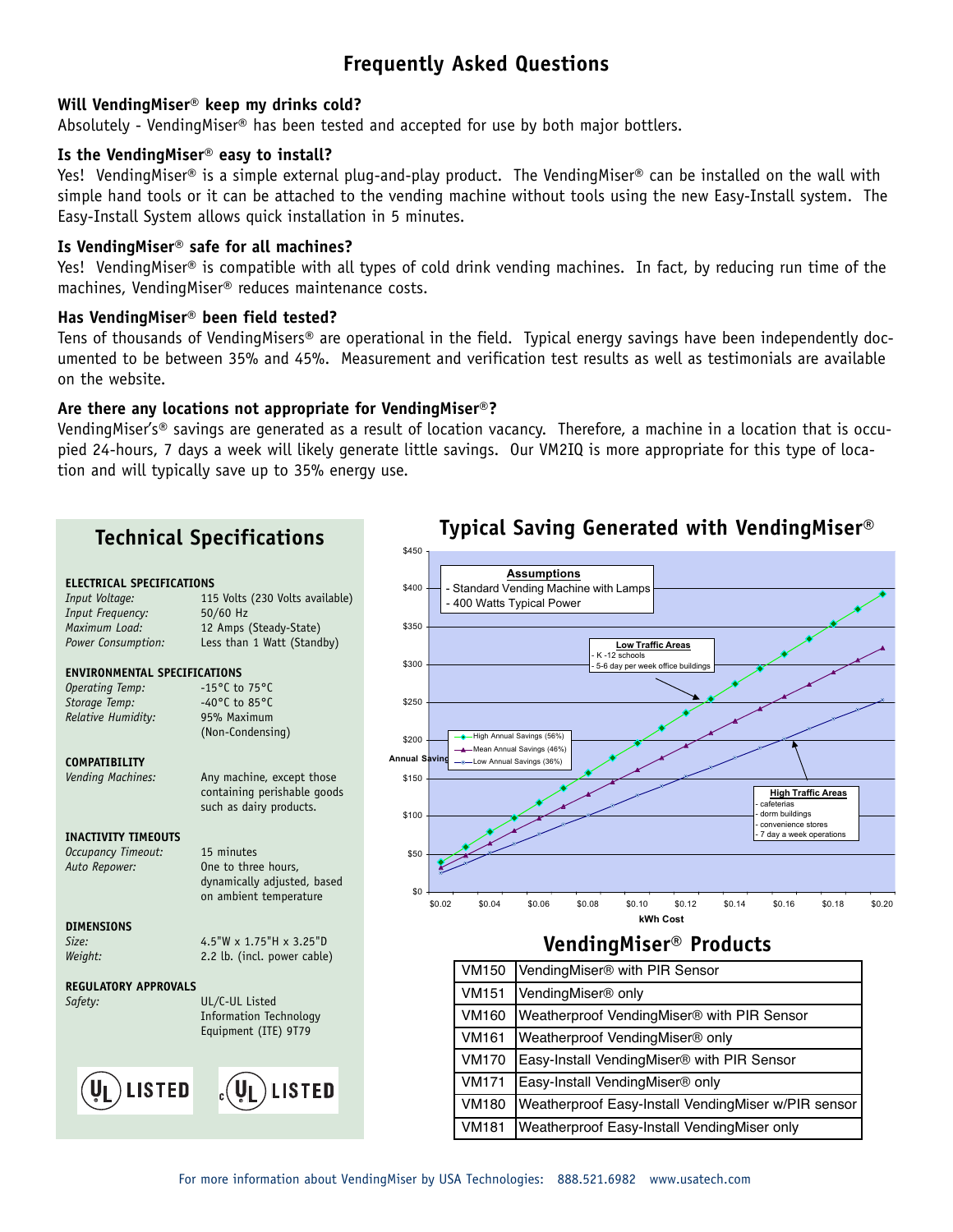# Frequently Asked Questions

### Will VendingMiser® keep my drinks cold?

Absolutely - VendingMiser® has been tested and accepted for use by both major bottlers.

### Is the VendingMiser® easy to install?

Yes! VendingMiser® is a simple external plug-and-play product. The VendingMiser® can be installed on the wall with simple hand tools or it can be attached to the vending machine without tools using the new Easy-Install system. The Easy-Install System allows quick installation in 5 minutes.

### Is VendingMiser® safe for all machines?

Yes! VendingMiser® is compatible with all types of cold drink vending machines. In fact, by reducing run time of the machines, VendingMiser® reduces maintenance costs.

### Has VendingMiser® been field tested?

Tens of thousands of VendingMisers® are operational in the field. Typical energy savings have been independently documented to be between 35% and 45%. Measurement and verification test results as well as testimonials are available on the website.

### Are there any locations not appropriate for VendingMiser®?

VendingMiser's® savings are generated as a result of location vacancy. Therefore, a machine in a location that is occupied 24-hours, 7 days a week will likely generate little savings. Our VM2IQ is more appropriate for this type of location and will typically save up to 35% energy use.

## Technical Specifications

**ELECTRICAL SPECIFICATIONS**

| | |
|---|---|
| *Input Voltage:* | 115 Volts (230 Volts available) |
| *Input Frequency:* | 50/60 Hz |
| *Maximum Load:* | 12 Amps (Steady-State) |
| *Power Consumption:* | Less than 1 Watt (Standby) |

**ENVIRONMENTAL SPECIFICATIONS**

| | |
|---|---|
| *Operating Temp:* | -15°C to 75°C |
| *Storage Temp:* | -40°C to 85°C |
| *Relative Humidity:* | 95% Maximum (Non-Condensing) |

**COMPATIBILITY**

| | |
|---|---|
| *Vending Machines:* | Any machine, except those containing perishable goods such as dairy products. |

**INACTIVITY TIMEOUTS**

| | |
|---|---|
| *Occupancy Timeout:* | 15 minutes |
| *Auto Repower:* | One to three hours, dynamically adjusted, based on ambient temperature |

**DIMENSIONS**

| | |
|---|---|
| *Size:* | 4.5"W x 1.75"H x 3.25"D |
| *Weight:* | 2.2 lb. (incl. power cable) |

**REGULATORY APPROVALS**

| | |
|---|---|
| *Safety:* | UL/C-UL Listed Information Technology Equipment (ITE) 9T79 |

UL LISTED    c UL LISTED

## Typical Saving Generated with VendingMiser®

Assumptions
- Standard Vending Machine with Lamps
- 400 Watts Typical Power

Low Traffic Areas
- K -12 schools
- 5-6 day per week office buildings

High Traffic Areas
- cafeterias
- dorm buildings
- convenience stores
- 7 day a week operations

High Annual Savings (56%)
Mean Annual Savings (46%)
Low Annual Savings (36%)

Annual Savings

$0 $50 $100 $150 $200 $250 $300 $350 $400 $450

$0.02 $0.04 $0.06 $0.08 $0.10 $0.12 $0.14 $0.16 $0.18 $0.20

kWh Cost

## VendingMiser® Products

| | |
|---|---|
| VM150 | VendingMiser® with PIR Sensor |
| VM151 | VendingMiser® only |
| VM160 | Weatherproof VendingMiser® with PIR Sensor |
| VM161 | Weatherproof VendingMiser® only |
| VM170 | Easy-Install VendingMiser® with PIR Sensor |
| VM171 | Easy-Install VendingMiser® only |
| VM180 | Weatherproof Easy-Install VendingMiser w/PIR sensor |
| VM181 | Weatherproof Easy-Install VendingMiser only |

For more information about VendingMiser by USA Technologies: 888.521.6982 www.usatech.com